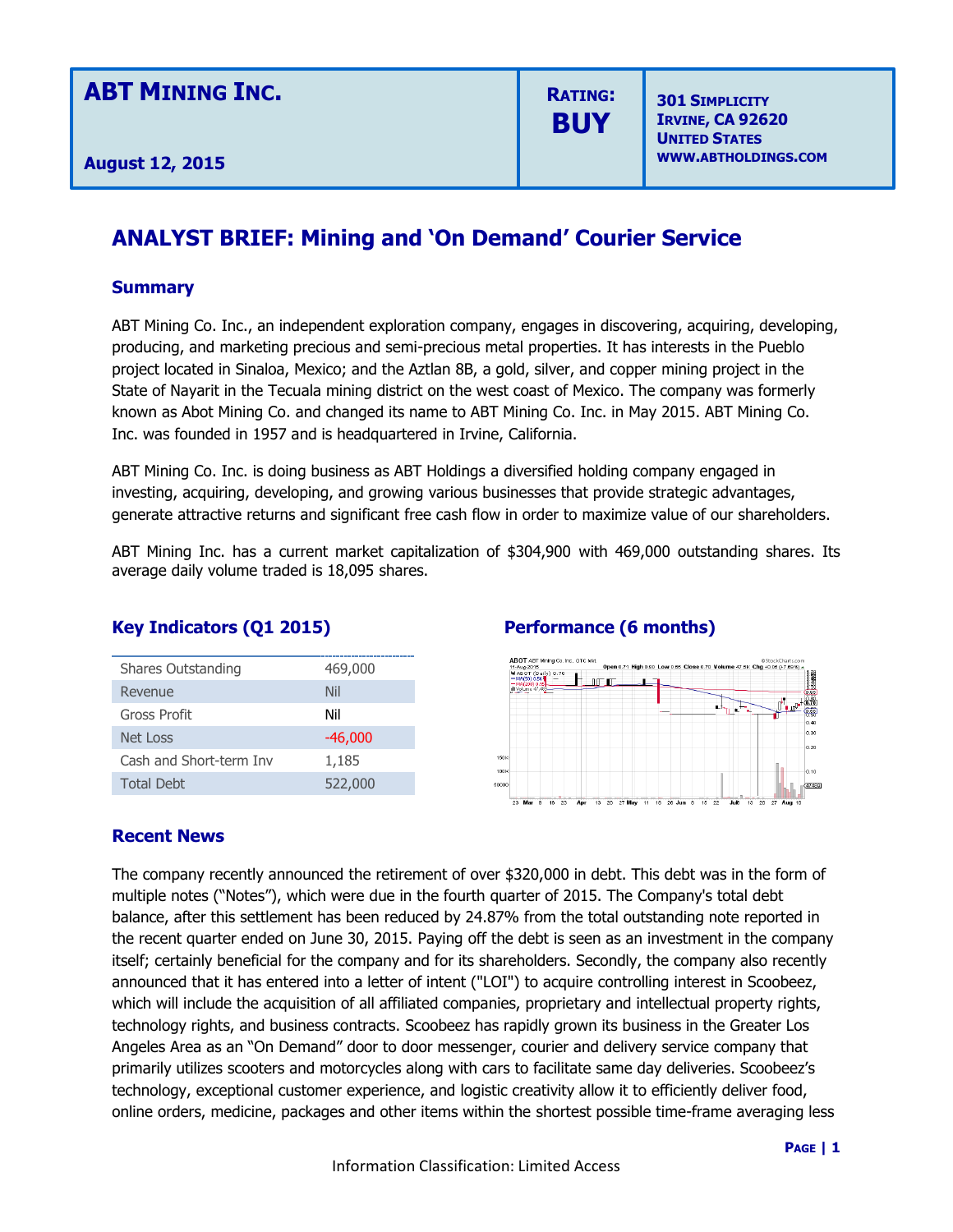| ABT MINING INC. | RATING: | 301 SIMPLICITY |
|---|---|---|
| August 12, 2015 | BUY | IRVINE, CA 92620 UNITED STATES WWW.ABTHOLDINGS.COM |

# ANALYST BRIEF: Mining and 'On Demand' Courier Service

## Summary

ABT Mining Co. Inc., an independent exploration company, engages in discovering, acquiring, developing, producing, and marketing precious and semi-precious metal properties. It has interests in the Pueblo project located in Sinaloa, Mexico; and the Aztlan 8B, a gold, silver, and copper mining project in the State of Nayarit in the Tecuala mining district on the west coast of Mexico. The company was formerly known as Abot Mining Co. and changed its name to ABT Mining Co. Inc. in May 2015. ABT Mining Co. Inc. was founded in 1957 and is headquartered in Irvine, California.

ABT Mining Co. Inc. is doing business as ABT Holdings a diversified holding company engaged in investing, acquiring, developing, and growing various businesses that provide strategic advantages, generate attractive returns and significant free cash flow in order to maximize value of our shareholders.

ABT Mining Inc. has a current market capitalization of $304,900 with 469,000 outstanding shares. Its average daily volume traded is 18,095 shares.

## Key Indicators (Q1 2015)

| | |
|---|---|
| Shares Outstanding | 469,000 |
| Revenue | Nil |
| Gross Profit | Nil |
| Net Loss | -46,000 |
| Cash and Short-term Inv | 1,185 |
| Total Debt | 522,000 |

## Performance (6 months)

## Recent News

The company recently announced the retirement of over $320,000 in debt. This debt was in the form of multiple notes ("Notes"), which were due in the fourth quarter of 2015. The Company's total debt balance, after this settlement has been reduced by 24.87% from the total outstanding note reported in the recent quarter ended on June 30, 2015. Paying off the debt is seen as an investment in the company itself; certainly beneficial for the company and for its shareholders. Secondly, the company also recently announced that it has entered into a letter of intent ("LOI") to acquire controlling interest in Scoobeez, which will include the acquisition of all affiliated companies, proprietary and intellectual property rights, technology rights, and business contracts. Scoobeez has rapidly grown its business in the Greater Los Angeles Area as an "On Demand" door to door messenger, courier and delivery service company that primarily utilizes scooters and motorcycles along with cars to facilitate same day deliveries. Scoobeez's technology, exceptional customer experience, and logistic creativity allow it to efficiently deliver food, online orders, medicine, packages and other items within the shortest possible time-frame averaging less

Information Classification: Limited Access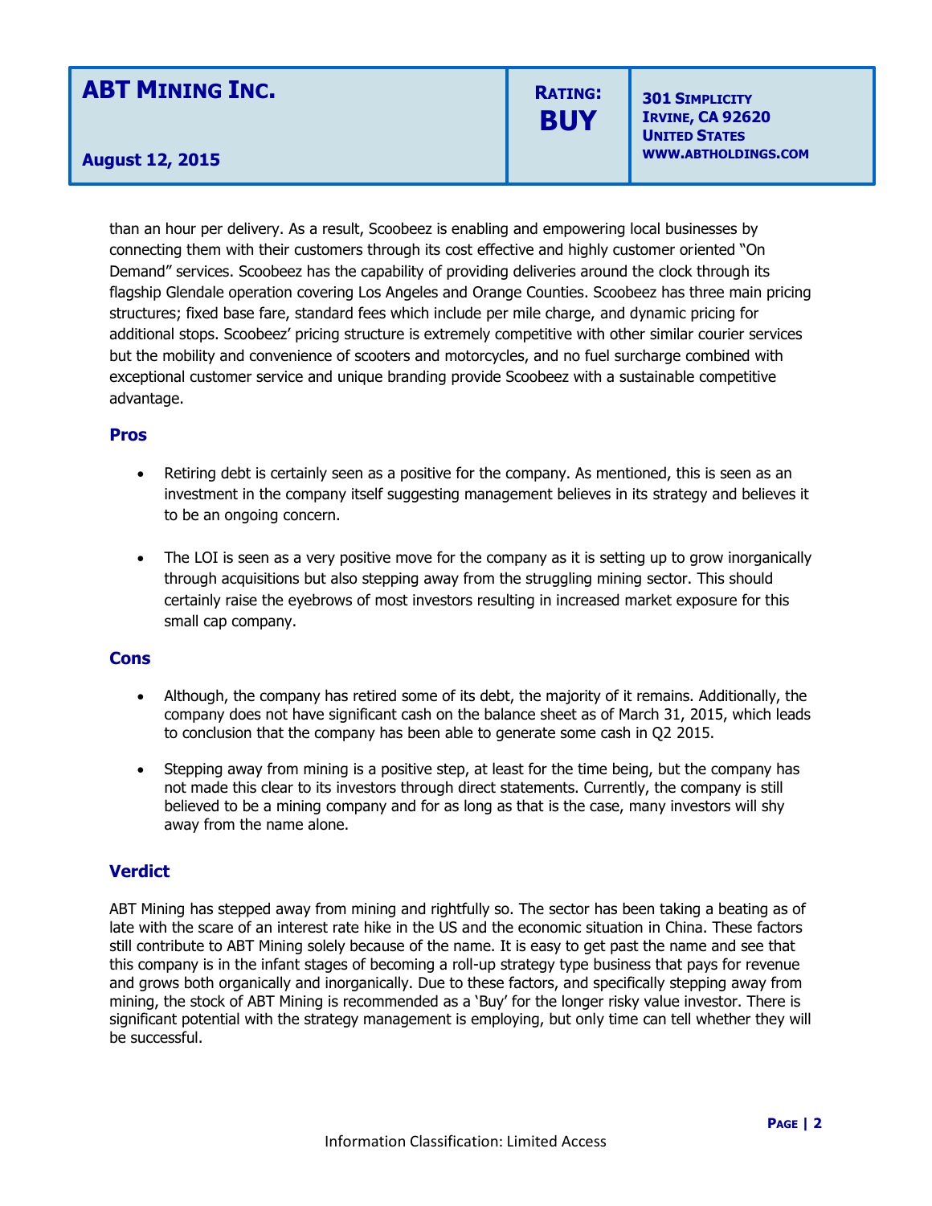than an hour per delivery. As a result, Scoobeez is enabling and empowering local businesses by connecting them with their customers through its cost effective and highly customer oriented "On Demand" services. Scoobeez has the capability of providing deliveries around the clock through its flagship Glendale operation covering Los Angeles and Orange Counties. Scoobeez has three main pricing structures; fixed base fare, standard fees which include per mile charge, and dynamic pricing for additional stops. Scoobeez' pricing structure is extremely competitive with other similar courier services but the mobility and convenience of scooters and motorcycles, and no fuel surcharge combined with exceptional customer service and unique branding provide Scoobeez with a sustainable competitive advantage.

### Pros

- Retiring debt is certainly seen as a positive for the company. As mentioned, this is seen as an investment in the company itself suggesting management believes in its strategy and believes it to be an ongoing concern.

- The LOI is seen as a very positive move for the company as it is setting up to grow inorganically through acquisitions but also stepping away from the struggling mining sector. This should certainly raise the eyebrows of most investors resulting in increased market exposure for this small cap company.

### Cons

- Although, the company has retired some of its debt, the majority of it remains. Additionally, the company does not have significant cash on the balance sheet as of March 31, 2015, which leads to conclusion that the company has been able to generate some cash in Q2 2015.

- Stepping away from mining is a positive step, at least for the time being, but the company has not made this clear to its investors through direct statements. Currently, the company is still believed to be a mining company and for as long as that is the case, many investors will shy away from the name alone.

### Verdict

ABT Mining has stepped away from mining and rightfully so. The sector has been taking a beating as of late with the scare of an interest rate hike in the US and the economic situation in China. These factors still contribute to ABT Mining solely because of the name. It is easy to get past the name and see that this company is in the infant stages of becoming a roll-up strategy type business that pays for revenue and grows both organically and inorganically. Due to these factors, and specifically stepping away from mining, the stock of ABT Mining is recommended as a 'Buy' for the longer risky value investor. There is significant potential with the strategy management is employing, but only time can tell whether they will be successful.

Information Classification: Limited Access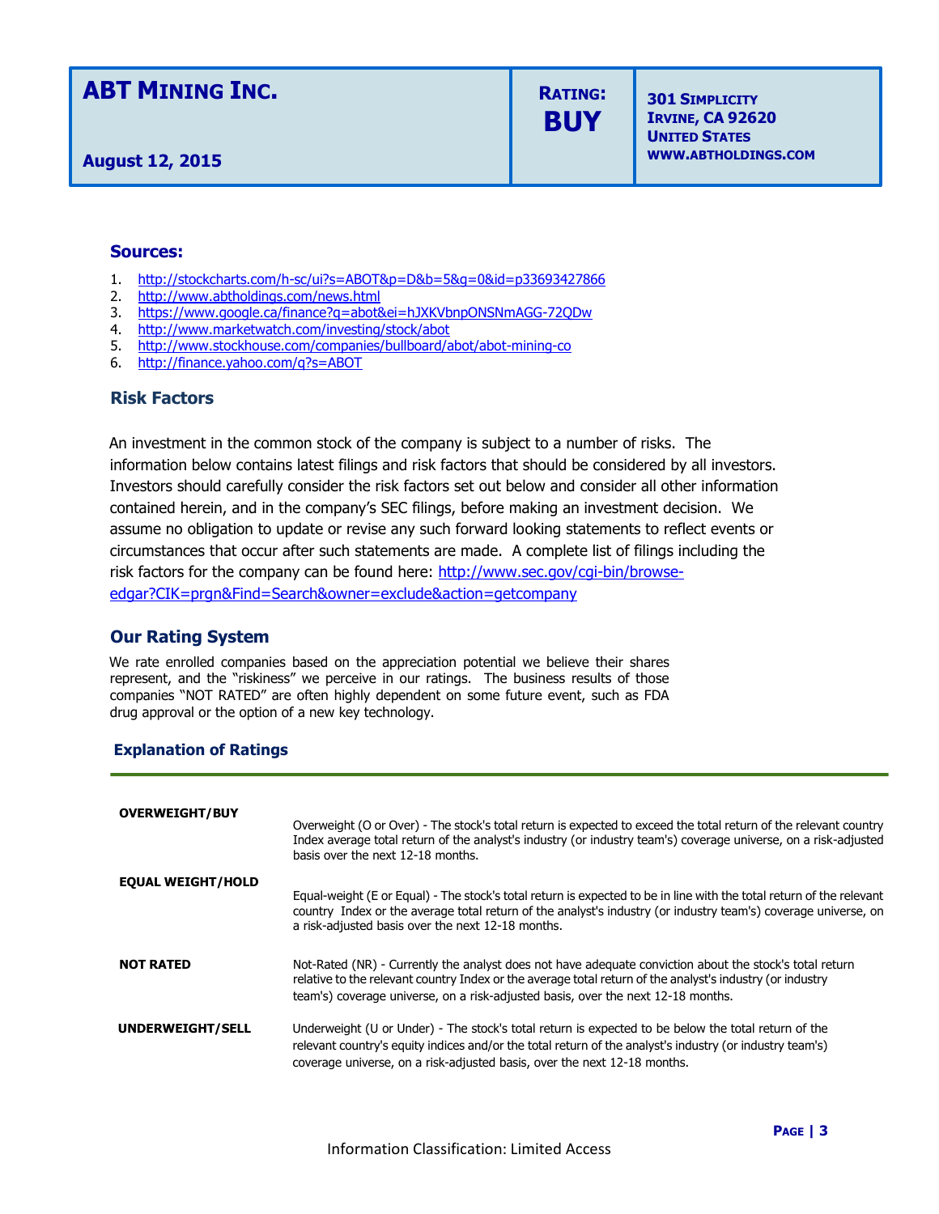| ABT MINING INC.<br><br>August 12, 2015 | RATING:<br>BUY | 301 SIMPLICITY<br>IRVINE, CA 92620<br>UNITED STATES<br>WWW.ABTHOLDINGS.COM |
|---|---|---|

## Sources:

1. http://stockcharts.com/h-sc/ui?s=ABOT&p=D&b=5&g=0&id=p33693427866
2. http://www.abtholdings.com/news.html
3. https://www.google.ca/finance?q=abot&ei=hJXKVbnpONSNmAGG-72QDw
4. http://www.marketwatch.com/investing/stock/abot
5. http://www.stockhouse.com/companies/bullboard/abot/abot-mining-co
6. http://finance.yahoo.com/q?s=ABOT

## Risk Factors

An investment in the common stock of the company is subject to a number of risks. The information below contains latest filings and risk factors that should be considered by all investors. Investors should carefully consider the risk factors set out below and consider all other information contained herein, and in the company's SEC filings, before making an investment decision. We assume no obligation to update or revise any such forward looking statements to reflect events or circumstances that occur after such statements are made. A complete list of filings including the risk factors for the company can be found here: http://www.sec.gov/cgi-bin/browse-edgar?CIK=prgn&Find=Search&owner=exclude&action=getcompany

## Our Rating System

We rate enrolled companies based on the appreciation potential we believe their shares represent, and the "riskiness" we perceive in our ratings. The business results of those companies "NOT RATED" are often highly dependent on some future event, such as FDA drug approval or the option of a new key technology.

### Explanation of Ratings

| | |
|---|---|
| **OVERWEIGHT/BUY** | Overweight (O or Over) - The stock's total return is expected to exceed the total return of the relevant country Index average total return of the analyst's industry (or industry team's) coverage universe, on a risk-adjusted basis over the next 12-18 months. |
| **EQUAL WEIGHT/HOLD** | Equal-weight (E or Equal) - The stock's total return is expected to be in line with the total return of the relevant country Index or the average total return of the analyst's industry (or industry team's) coverage universe, on a risk-adjusted basis over the next 12-18 months. |
| **NOT RATED** | Not-Rated (NR) - Currently the analyst does not have adequate conviction about the stock's total return relative to the relevant country Index or the average total return of the analyst's industry (or industry team's) coverage universe, on a risk-adjusted basis, over the next 12-18 months. |
| **UNDERWEIGHT/SELL** | Underweight (U or Under) - The stock's total return is expected to be below the total return of the relevant country's equity indices and/or the total return of the analyst's industry (or industry team's) coverage universe, on a risk-adjusted basis, over the next 12-18 months. |

Information Classification: Limited Access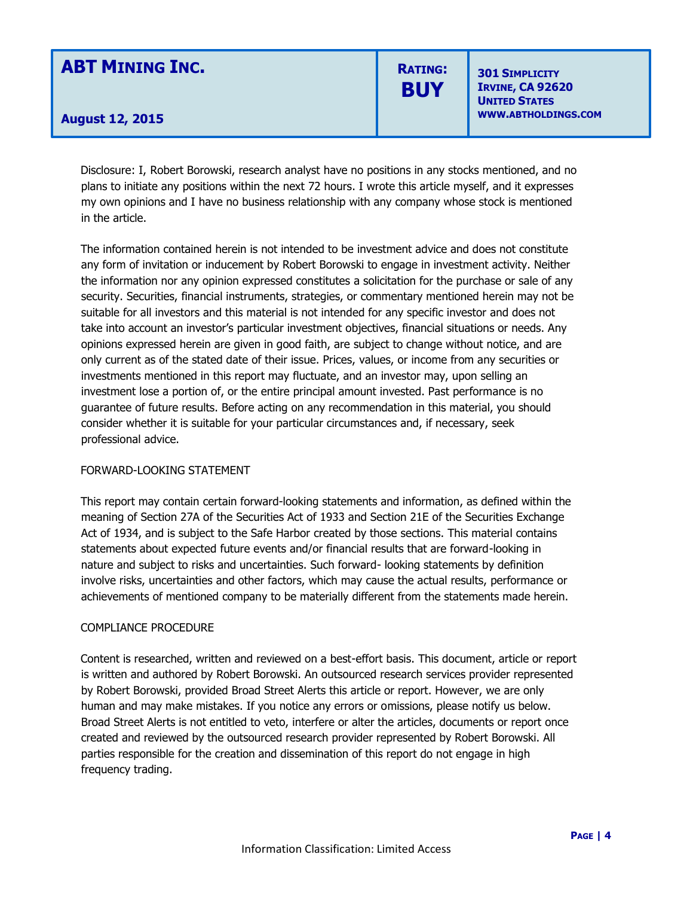| **ABT MINING INC.** <br><br> **August 12, 2015** | **RATING:** <br> **BUY** | **301 SIMPLICITY** <br> **IRVINE, CA 92620** <br> **UNITED STATES** <br> **WWW.ABTHOLDINGS.COM** |
| --- | --- | --- |

Disclosure: I, Robert Borowski, research analyst have no positions in any stocks mentioned, and no plans to initiate any positions within the next 72 hours. I wrote this article myself, and it expresses my own opinions and I have no business relationship with any company whose stock is mentioned in the article.

The information contained herein is not intended to be investment advice and does not constitute any form of invitation or inducement by Robert Borowski to engage in investment activity. Neither the information nor any opinion expressed constitutes a solicitation for the purchase or sale of any security. Securities, financial instruments, strategies, or commentary mentioned herein may not be suitable for all investors and this material is not intended for any specific investor and does not take into account an investor's particular investment objectives, financial situations or needs. Any opinions expressed herein are given in good faith, are subject to change without notice, and are only current as of the stated date of their issue. Prices, values, or income from any securities or investments mentioned in this report may fluctuate, and an investor may, upon selling an investment lose a portion of, or the entire principal amount invested. Past performance is no guarantee of future results. Before acting on any recommendation in this material, you should consider whether it is suitable for your particular circumstances and, if necessary, seek professional advice.

FORWARD-LOOKING STATEMENT

This report may contain certain forward-looking statements and information, as defined within the meaning of Section 27A of the Securities Act of 1933 and Section 21E of the Securities Exchange Act of 1934, and is subject to the Safe Harbor created by those sections. This material contains statements about expected future events and/or financial results that are forward-looking in nature and subject to risks and uncertainties. Such forward- looking statements by definition involve risks, uncertainties and other factors, which may cause the actual results, performance or achievements of mentioned company to be materially different from the statements made herein.

COMPLIANCE PROCEDURE

Content is researched, written and reviewed on a best-effort basis. This document, article or report is written and authored by Robert Borowski. An outsourced research services provider represented by Robert Borowski, provided Broad Street Alerts this article or report. However, we are only human and may make mistakes. If you notice any errors or omissions, please notify us below. Broad Street Alerts is not entitled to veto, interfere or alter the articles, documents or report once created and reviewed by the outsourced research provider represented by Robert Borowski. All parties responsible for the creation and dissemination of this report do not engage in high frequency trading.

Information Classification: Limited Access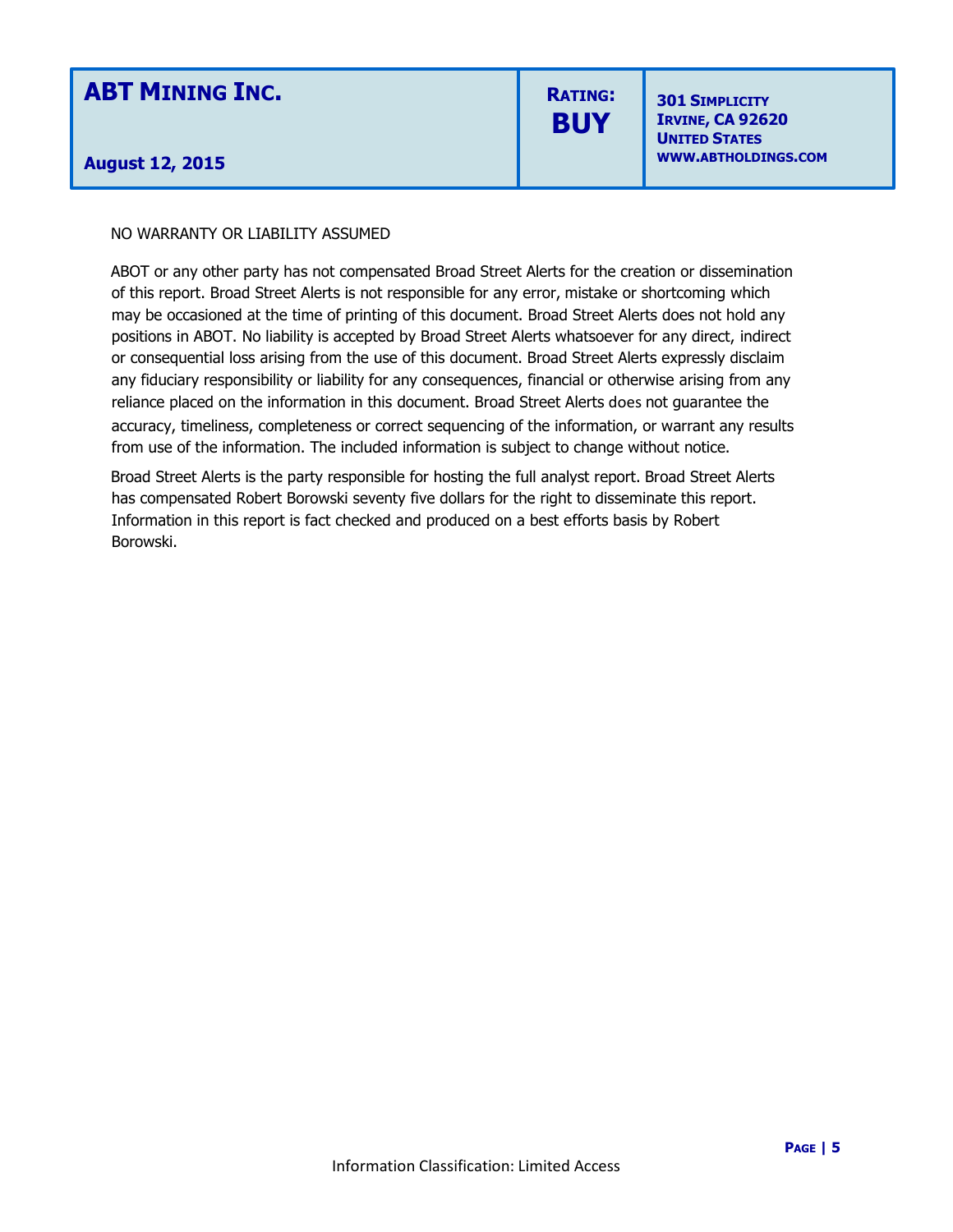NO WARRANTY OR LIABILITY ASSUMED

ABOT or any other party has not compensated Broad Street Alerts for the creation or dissemination of this report. Broad Street Alerts is not responsible for any error, mistake or shortcoming which may be occasioned at the time of printing of this document. Broad Street Alerts does not hold any positions in ABOT. No liability is accepted by Broad Street Alerts whatsoever for any direct, indirect or consequential loss arising from the use of this document. Broad Street Alerts expressly disclaim any fiduciary responsibility or liability for any consequences, financial or otherwise arising from any reliance placed on the information in this document. Broad Street Alerts does not guarantee the accuracy, timeliness, completeness or correct sequencing of the information, or warrant any results from use of the information. The included information is subject to change without notice.

Broad Street Alerts is the party responsible for hosting the full analyst report. Broad Street Alerts has compensated Robert Borowski seventy five dollars for the right to disseminate this report. Information in this report is fact checked and produced on a best efforts basis by Robert Borowski.